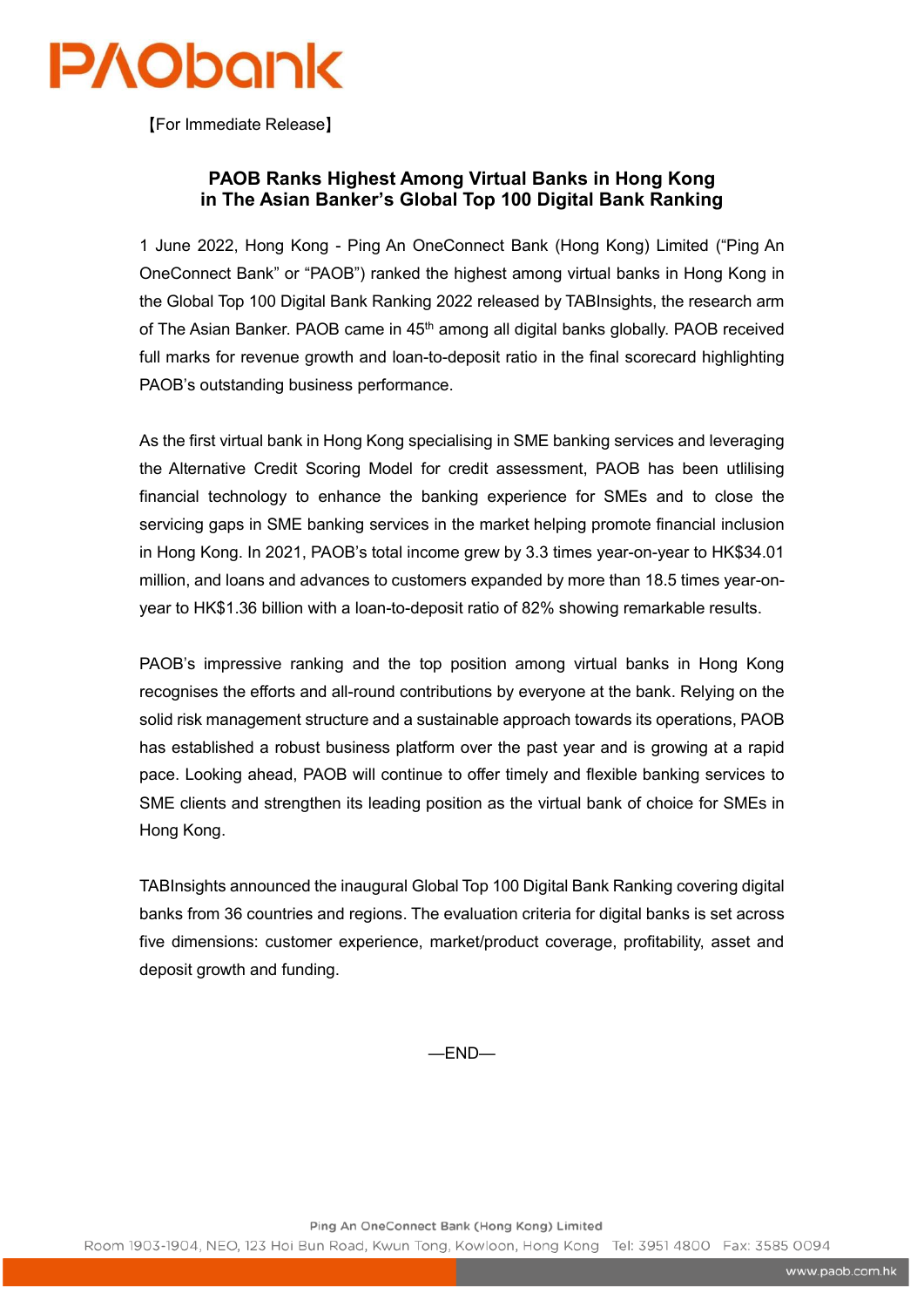PAObank

【For Immediate Release】

# PAOB Ranks Highest Among Virtual Banks in Hong Kong in The Asian Banker's Global Top 100 Digital Bank Ranking

1 June 2022, Hong Kong - Ping An OneConnect Bank (Hong Kong) Limited ("Ping An OneConnect Bank" or "PAOB") ranked the highest among virtual banks in Hong Kong in the Global Top 100 Digital Bank Ranking 2022 released by TABInsights, the research arm of The Asian Banker. PAOB came in 45th among all digital banks globally. PAOB received full marks for revenue growth and loan-to-deposit ratio in the final scorecard highlighting PAOB's outstanding business performance.

As the first virtual bank in Hong Kong specialising in SME banking services and leveraging the Alternative Credit Scoring Model for credit assessment, PAOB has been utlilising financial technology to enhance the banking experience for SMEs and to close the servicing gaps in SME banking services in the market helping promote financial inclusion in Hong Kong. In 2021, PAOB's total income grew by 3.3 times year-on-year to HK$34.01 million, and loans and advances to customers expanded by more than 18.5 times year-on-year to HK$1.36 billion with a loan-to-deposit ratio of 82% showing remarkable results.

PAOB's impressive ranking and the top position among virtual banks in Hong Kong recognises the efforts and all-round contributions by everyone at the bank. Relying on the solid risk management structure and a sustainable approach towards its operations, PAOB has established a robust business platform over the past year and is growing at a rapid pace. Looking ahead, PAOB will continue to offer timely and flexible banking services to SME clients and strengthen its leading position as the virtual bank of choice for SMEs in Hong Kong.

TABInsights announced the inaugural Global Top 100 Digital Bank Ranking covering digital banks from 36 countries and regions. The evaluation criteria for digital banks is set across five dimensions: customer experience, market/product coverage, profitability, asset and deposit growth and funding.

—END—

Ping An OneConnect Bank (Hong Kong) Limited

Room 1903-1904, NEO, 123 Hoi Bun Road, Kwun Tong, Kowloon, Hong Kong Tel: 3951 4800 Fax: 3585 0094

www.paob.com.hk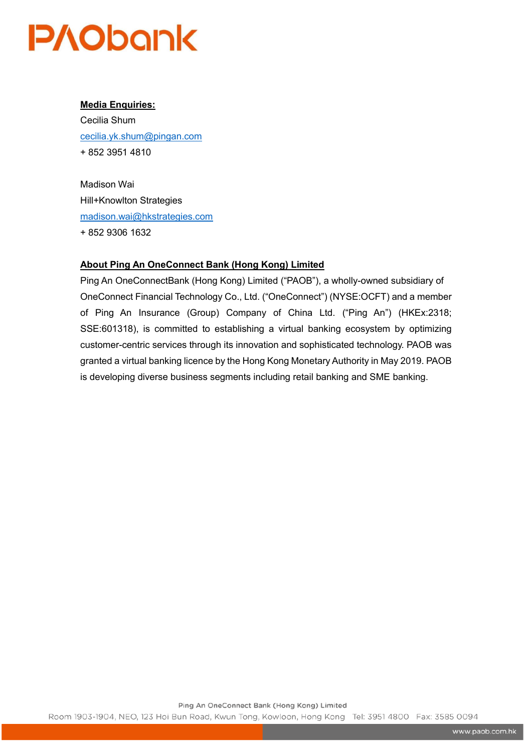**Media Enquiries:**

Cecilia Shum

cecilia.yk.shum@pingan.com

+ 852 3951 4810

Madison Wai

Hill+Knowlton Strategies

madison.wai@hkstrategies.com

+ 852 9306 1632

**About Ping An OneConnect Bank (Hong Kong) Limited**

Ping An OneConnectBank (Hong Kong) Limited ("PAOB"), a wholly-owned subsidiary of OneConnect Financial Technology Co., Ltd. ("OneConnect") (NYSE:OCFT) and a member of Ping An Insurance (Group) Company of China Ltd. ("Ping An") (HKEx:2318; SSE:601318), is committed to establishing a virtual banking ecosystem by optimizing customer-centric services through its innovation and sophisticated technology. PAOB was granted a virtual banking licence by the Hong Kong Monetary Authority in May 2019. PAOB is developing diverse business segments including retail banking and SME banking.